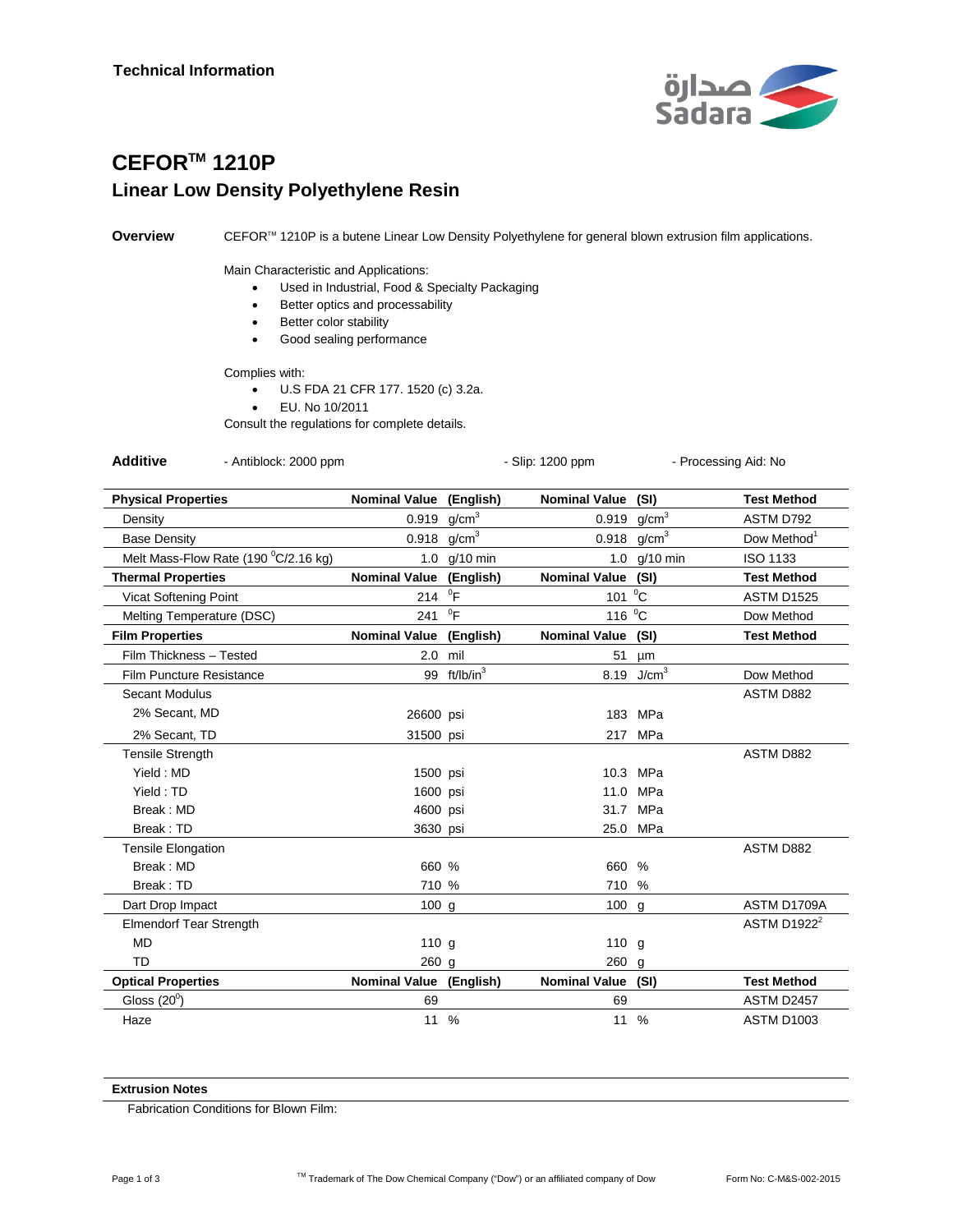Technical Information

# CEFOR™ 1210P
## Linear Low Density Polyethylene Resin

**Overview**

CEFOR™ 1210P is a butene Linear Low Density Polyethylene for general blown extrusion film applications.

Main Characteristic and Applications:

- Used in Industrial, Food & Specialty Packaging
- Better optics and processability
- Better color stability
- Good sealing performance

Complies with:

- U.S FDA 21 CFR 177. 1520 (c) 3.2a.
- EU. No 10/2011

Consult the regulations for complete details.

**Additive** - Antiblock: 2000 ppm - Slip: 1200 ppm - Processing Aid: No

| **Physical Properties** | **Nominal Value** | **(English)** | **Nominal Value** | **(SI)** | **Test Method** |
|---|---|---|---|---|---|
| Density | 0.919 | $g/cm^3$ | 0.919 | $g/cm^3$ | ASTM D792 |
| Base Density | 0.918 | $g/cm^3$ | 0.918 | $g/cm^3$ | Dow Method[1] |
| Melt Mass-Flow Rate (190 °C/2.16 kg) | 1.0 | g/10 min | 1.0 | g/10 min | ISO 1133 |
| **Thermal Properties** | **Nominal Value** | **(English)** | **Nominal Value** | **(SI)** | **Test Method** |
| Vicat Softening Point | 214 | °F | 101 | °C | ASTM D1525 |
| Melting Temperature (DSC) | 241 | °F | 116 | °C | Dow Method |
| **Film Properties** | **Nominal Value** | **(English)** | **Nominal Value** | **(SI)** | **Test Method** |
| Film Thickness – Tested | 2.0 | mil | 51 | µm | |
| Film Puncture Resistance | 99 | $ft/lb/in^3$ | 8.19 | $J/cm^3$ | Dow Method |
| Secant Modulus | | | | | ASTM D882 |
| 2% Secant, MD | 26600 | psi | 183 | MPa | |
| 2% Secant, TD | 31500 | psi | 217 | MPa | |
| Tensile Strength | | | | | ASTM D882 |
| Yield : MD | 1500 | psi | 10.3 | MPa | |
| Yield : TD | 1600 | psi | 11.0 | MPa | |
| Break : MD | 4600 | psi | 31.7 | MPa | |
| Break : TD | 3630 | psi | 25.0 | MPa | |
| Tensile Elongation | | | | | ASTM D882 |
| Break : MD | 660 | % | 660 | % | |
| Break : TD | 710 | % | 710 | % | |
| Dart Drop Impact | 100 | g | 100 | g | ASTM D1709A |
| Elmendorf Tear Strength | | | | | ASTM D1922[2] |
| MD | 110 | g | 110 | g | |
| TD | 260 | g | 260 | g | |
| **Optical Properties** | **Nominal Value** | **(English)** | **Nominal Value** | **(SI)** | **Test Method** |
| Gloss (20°) | 69 | | 69 | | ASTM D2457 |
| Haze | 11 | % | 11 | % | ASTM D1003 |

**Extrusion Notes**

Fabrication Conditions for Blown Film:

™ Trademark of The Dow Chemical Company ("Dow") or an affiliated company of Dow

Form No: C-M&S-002-2015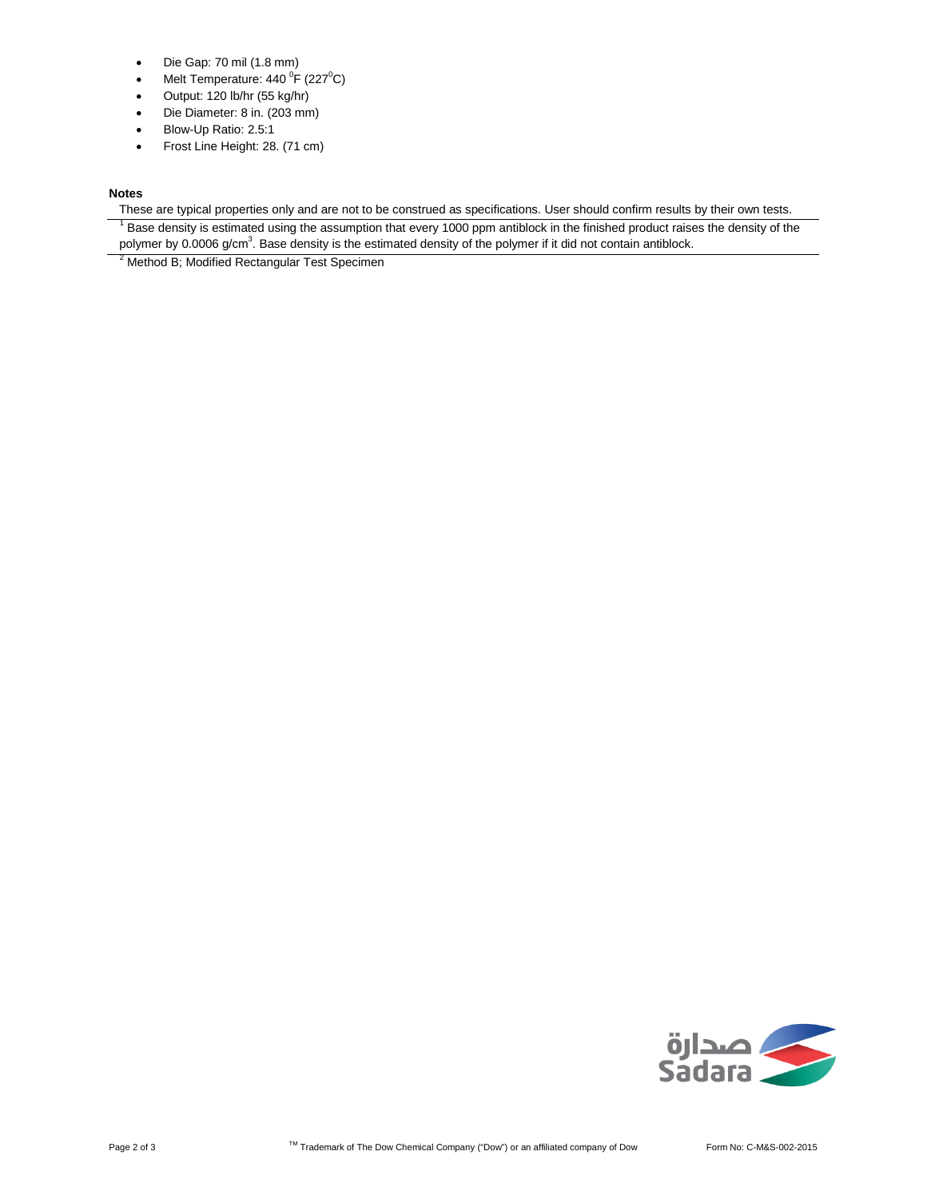- Die Gap: 70 mil (1.8 mm)
- Melt Temperature: 440 °F (227°C)
- Output: 120 lb/hr (55 kg/hr)
- Die Diameter: 8 in. (203 mm)
- Blow-Up Ratio: 2.5:1
- Frost Line Height: 28. (71 cm)

**Notes**

These are typical properties only and are not to be construed as specifications. User should confirm results by their own tests.

[1] Base density is estimated using the assumption that every 1000 ppm antiblock in the finished product raises the density of the polymer by 0.0006 g/cm$^3$. Base density is the estimated density of the polymer if it did not contain antiblock.

[2] Method B; Modified Rectangular Test Specimen

™ Trademark of The Dow Chemical Company ("Dow") or an affiliated company of Dow

Form No: C-M&S-002-2015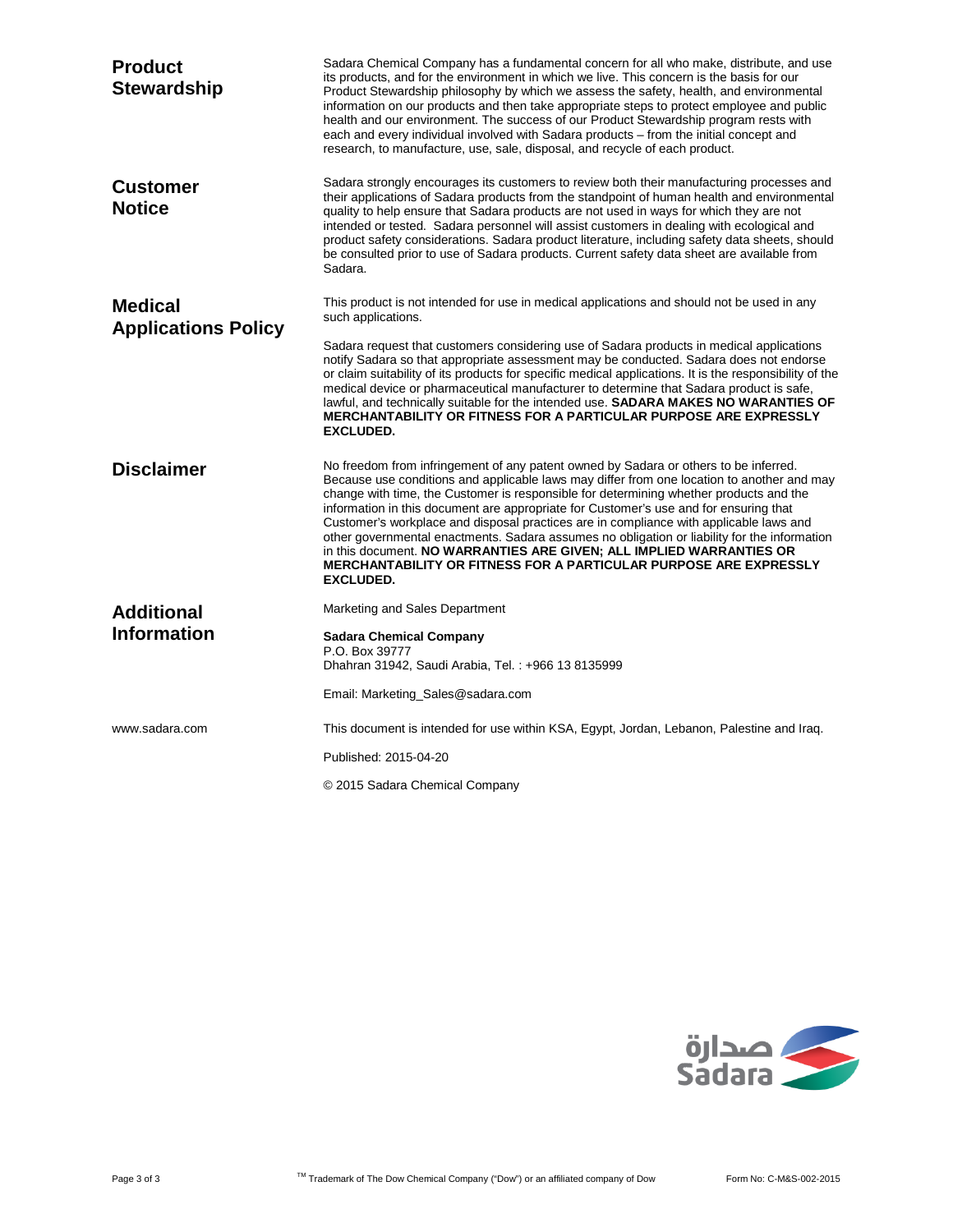## Product Stewardship

Sadara Chemical Company has a fundamental concern for all who make, distribute, and use its products, and for the environment in which we live. This concern is the basis for our Product Stewardship philosophy by which we assess the safety, health, and environmental information on our products and then take appropriate steps to protect employee and public health and our environment. The success of our Product Stewardship program rests with each and every individual involved with Sadara products – from the initial concept and research, to manufacture, use, sale, disposal, and recycle of each product.

## Customer Notice

Sadara strongly encourages its customers to review both their manufacturing processes and their applications of Sadara products from the standpoint of human health and environmental quality to help ensure that Sadara products are not used in ways for which they are not intended or tested. Sadara personnel will assist customers in dealing with ecological and product safety considerations. Sadara product literature, including safety data sheets, should be consulted prior to use of Sadara products. Current safety data sheet are available from Sadara.

## Medical Applications Policy

This product is not intended for use in medical applications and should not be used in any such applications.

Sadara request that customers considering use of Sadara products in medical applications notify Sadara so that appropriate assessment may be conducted. Sadara does not endorse or claim suitability of its products for specific medical applications. It is the responsibility of the medical device or pharmaceutical manufacturer to determine that Sadara product is safe, lawful, and technically suitable for the intended use. **SADARA MAKES NO WARANTIES OF MERCHANTABILITY OR FITNESS FOR A PARTICULAR PURPOSE ARE EXPRESSLY EXCLUDED.**

## Disclaimer

No freedom from infringement of any patent owned by Sadara or others to be inferred. Because use conditions and applicable laws may differ from one location to another and may change with time, the Customer is responsible for determining whether products and the information in this document are appropriate for Customer's use and for ensuring that Customer's workplace and disposal practices are in compliance with applicable laws and other governmental enactments. Sadara assumes no obligation or liability for the information in this document. **NO WARRANTIES ARE GIVEN; ALL IMPLIED WARRANTIES OR MERCHANTABILITY OR FITNESS FOR A PARTICULAR PURPOSE ARE EXPRESSLY EXCLUDED.**

## Additional Information

Marketing and Sales Department

**Sadara Chemical Company**
P.O. Box 39777
Dhahran 31942, Saudi Arabia, Tel. : +966 13 8135999

Email: Marketing_Sales@sadara.com

www.sadara.com

This document is intended for use within KSA, Egypt, Jordan, Lebanon, Palestine and Iraq.

Published: 2015-04-20

© 2015 Sadara Chemical Company

TM Trademark of The Dow Chemical Company ("Dow") or an affiliated company of Dow

Form No: C-M&S-002-2015